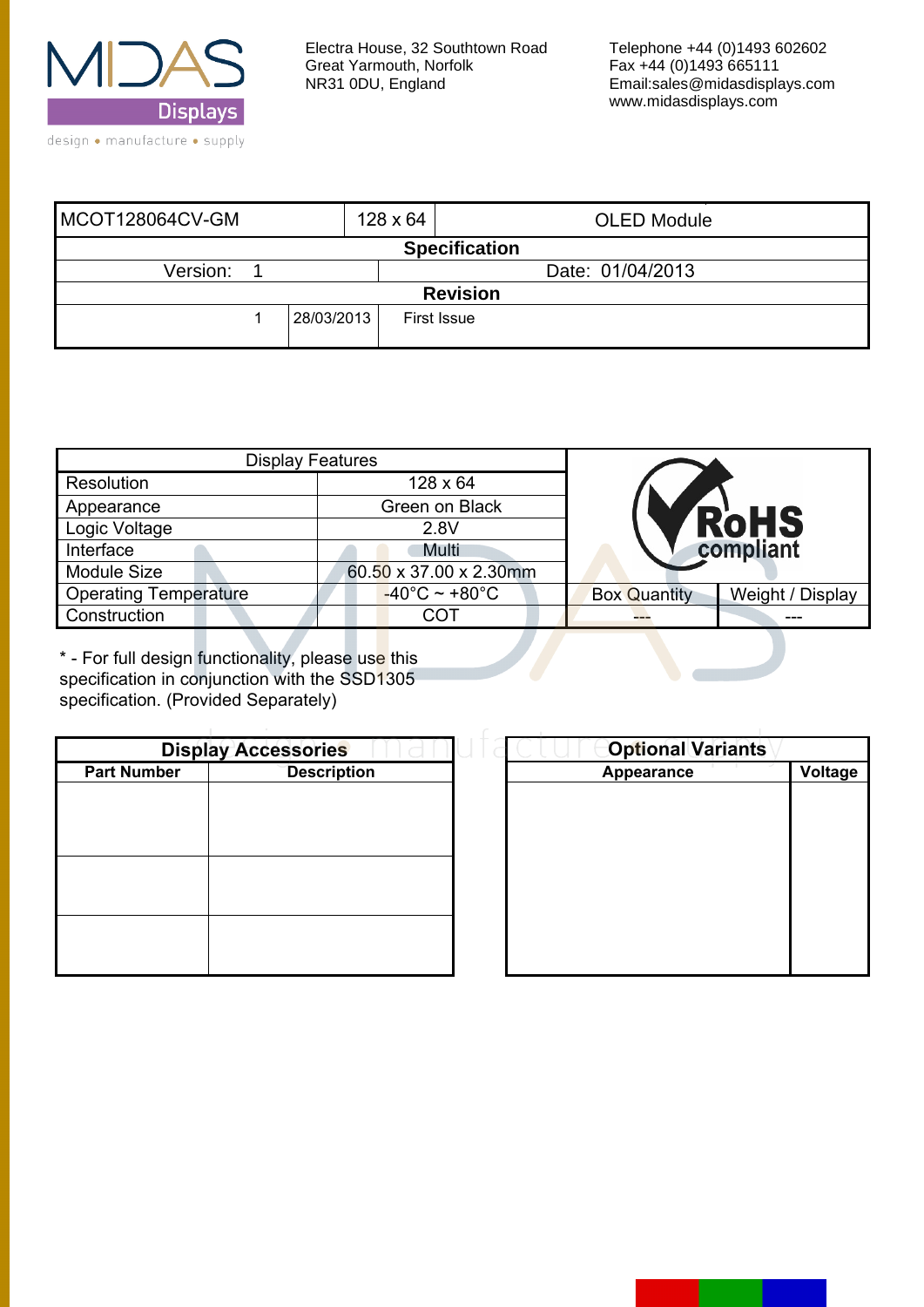Electra House, 32 Southtown Road
Great Yarmouth, Norfolk
NR31 0DU, England

Telephone +44 (0)1493 602602
Fax +44 (0)1493 665111
Email:sales@midasdisplays.com
www.midasdisplays.com

| MCOT128064CV-GM | 128 x 64 | OLED Module |
|---|---|---|
| **Specification** | | |
| Version: 1 | | Date: 01/04/2013 |
| **Revision** | | |
| 1 | 28/03/2013 | First Issue |

| Display Features | |
|---|---|
| Resolution | 128 x 64 |
| Appearance | Green on Black |
| Logic Voltage | 2.8V |
| Interface | Multi |
| Module Size | 60.50 x 37.00 x 2.30mm |
| Operating Temperature | -40°C ~ +80°C |
| Construction | COT |

RoHS compliant

| Box Quantity | Weight / Display |
|---|---|
| --- | --- |

* - For full design functionality, please use this specification in conjunction with the SSD1305 specification. (Provided Separately)

| **Display Accessories** | |
|---|---|
| **Part Number** | **Description** |
| | |
| | |
| | |

| **Optional Variants** | |
|---|---|
| **Appearance** | **Voltage** |
| | |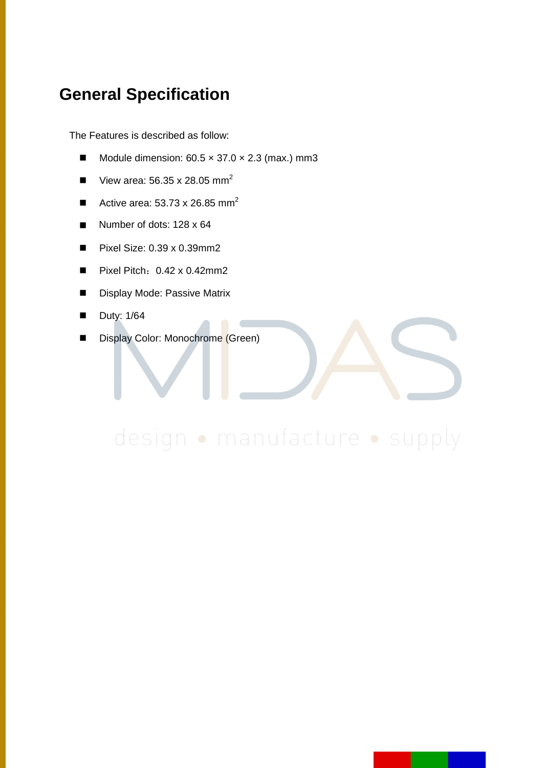# General Specification

The Features is described as follow:

- Module dimension: 60.5 × 37.0 × 2.3 (max.) mm3
- View area: 56.35 x 28.05 $mm^2$
- Active area: 53.73 x 26.85 $mm^2$
- Number of dots: 128 x 64
- Pixel Size: 0.39 x 0.39mm2
- Pixel Pitch：0.42 x 0.42mm2
- Display Mode: Passive Matrix
- Duty: 1/64
- Display Color: Monochrome (Green)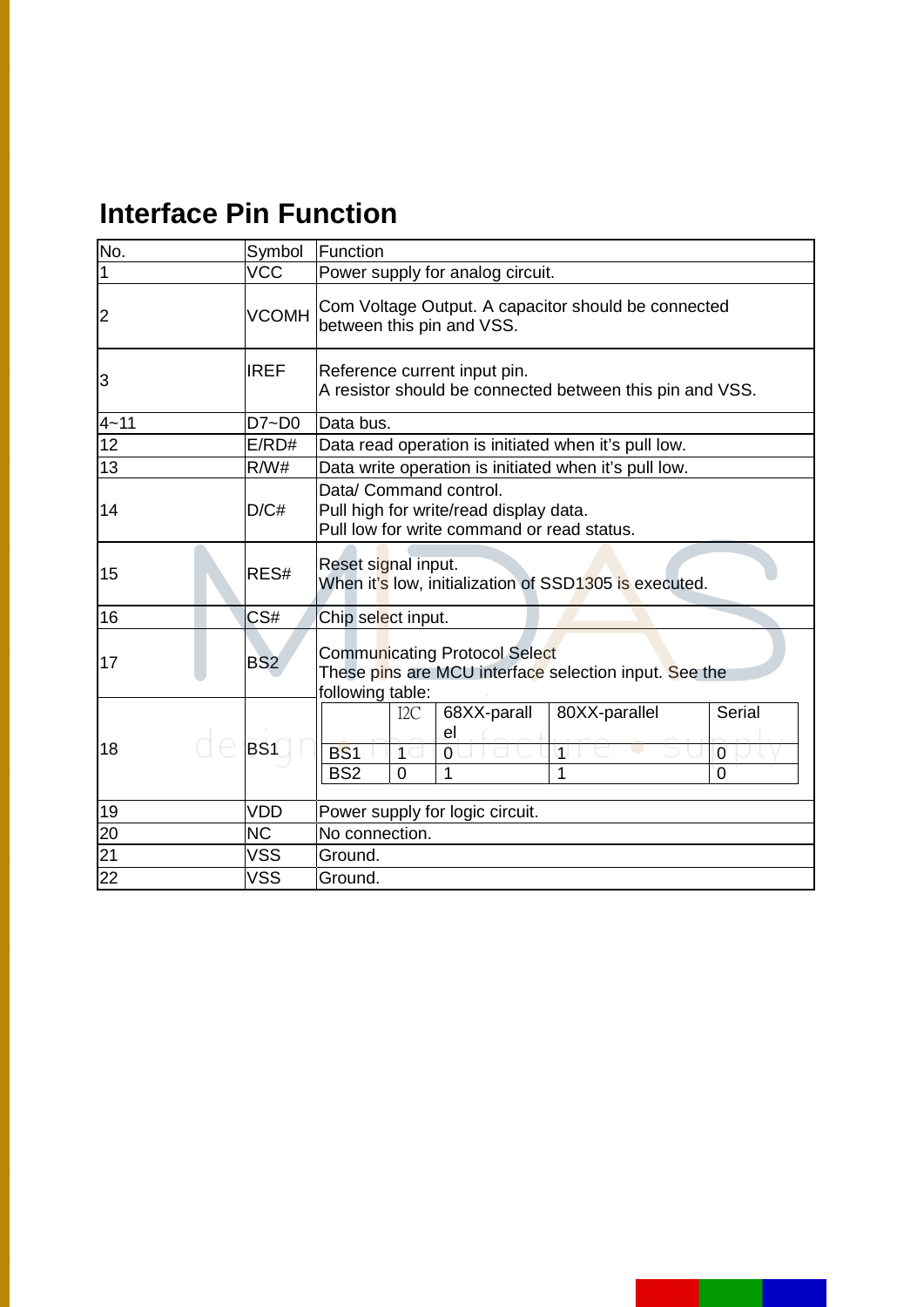# Interface Pin Function

| No. | Symbol | Function |
|---|---|---|
| 1 | VCC | Power supply for analog circuit. |
| 2 | VCOMH | Com Voltage Output. A capacitor should be connected between this pin and VSS. |
| 3 | IREF | Reference current input pin.<br>A resistor should be connected between this pin and VSS. |
| 4~11 | D7~D0 | Data bus. |
| 12 | E/RD# | Data read operation is initiated when it's pull low. |
| 13 | R/W# | Data write operation is initiated when it's pull low. |
| 14 | D/C# | Data/ Command control.<br>Pull high for write/read display data.<br>Pull low for write command or read status. |
| 15 | RES# | Reset signal input.<br>When it's low, initialization of SSD1305 is executed. |
| 16 | CS# | Chip select input. |
| 17 | BS2 | Communicating Protocol Select<br>These pins are MCU interface selection input. See the following table: |
| 18 | BS1 | (see table below) |
| 19 | VDD | Power supply for logic circuit. |
| 20 | NC | No connection. |
| 21 | VSS | Ground. |
| 22 | VSS | Ground. |

|  | I2C | 68XX-parallel | 80XX-parallel | Serial |
|---|---|---|---|---|
| BS1 | 1 | 0 | 1 | 0 |
| BS2 | 0 | 1 | 1 | 0 |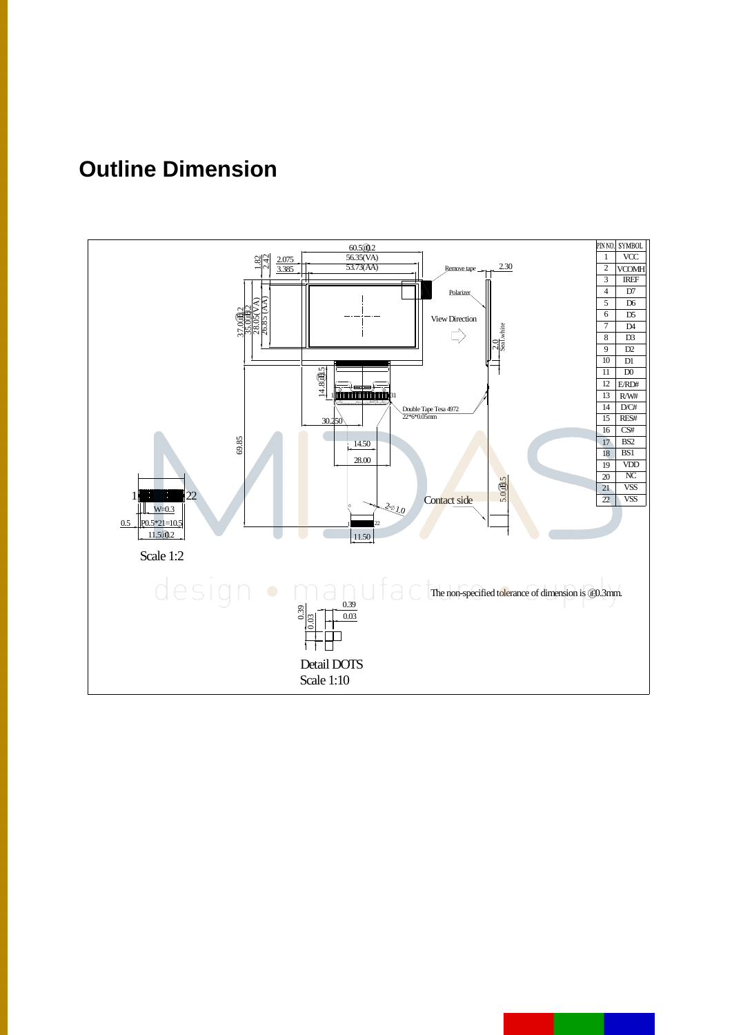# Outline Dimension

| PIN NO. | SYMBOL |
|---|---|
| 1 | VCC |
| 2 | VCOMH |
| 3 | IREF |
| 4 | D7 |
| 5 | D6 |
| 6 | D5 |
| 7 | D4 |
| 8 | D3 |
| 9 | D2 |
| 10 | D1 |
| 11 | D0 |
| 12 | E/RD# |
| 13 | R/W# |
| 14 | D/C# |
| 15 | RES# |
| 16 | CS# |
| 17 | BS2 |
| 18 | BS1 |
| 19 | VDD |
| 20 | NC |
| 21 | VSS |
| 22 | VSS |

60.5±0.2
56.35(VA)
53.73(AA)
2.075
3.385
1.82
2.42
37.0±0.2
35.0±0.2
28.05(VA)
26.85(AA)
Remove tape
2.30
Polarizer
View Direction
2.0
Seal white
14.8±0.5
Double Tape Tesa 4972
22*6*0.05mm
30.250
69.85
14.50
28.00
5.0±0.5
Contact side
2-Ø1.0
11.50
W=0.3
0.5
P0.5*21=10.5
11.5±0.2

Scale 1:2

The non-specified tolerance of dimension is ±0.3mm.

0.39
0.03
0.39
0.03

Detail DOTS
Scale 1:10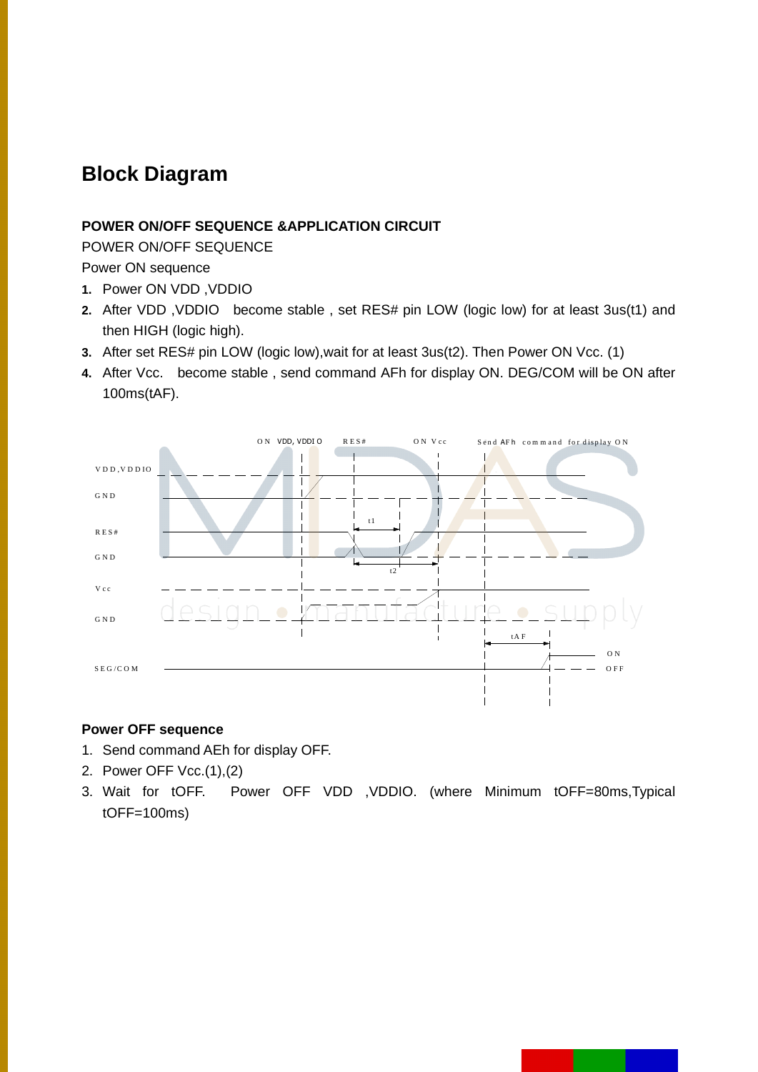## Block Diagram

**POWER ON/OFF SEQUENCE &APPLICATION CIRCUIT**

POWER ON/OFF SEQUENCE

Power ON sequence

1. Power ON VDD ,VDDIO
2. After VDD ,VDDIO become stable , set RES# pin LOW (logic low) for at least 3us(t1) and then HIGH (logic high).
3. After set RES# pin LOW (logic low),wait for at least 3us(t2). Then Power ON Vcc. (1)
4. After Vcc. become stable , send command AFh for display ON. DEG/COM will be ON after 100ms(tAF).

**Power OFF sequence**

1. Send command AEh for display OFF.
2. Power OFF Vcc.(1),(2)
3. Wait for tOFF. Power OFF VDD ,VDDIO. (where Minimum tOFF=80ms,Typical tOFF=100ms)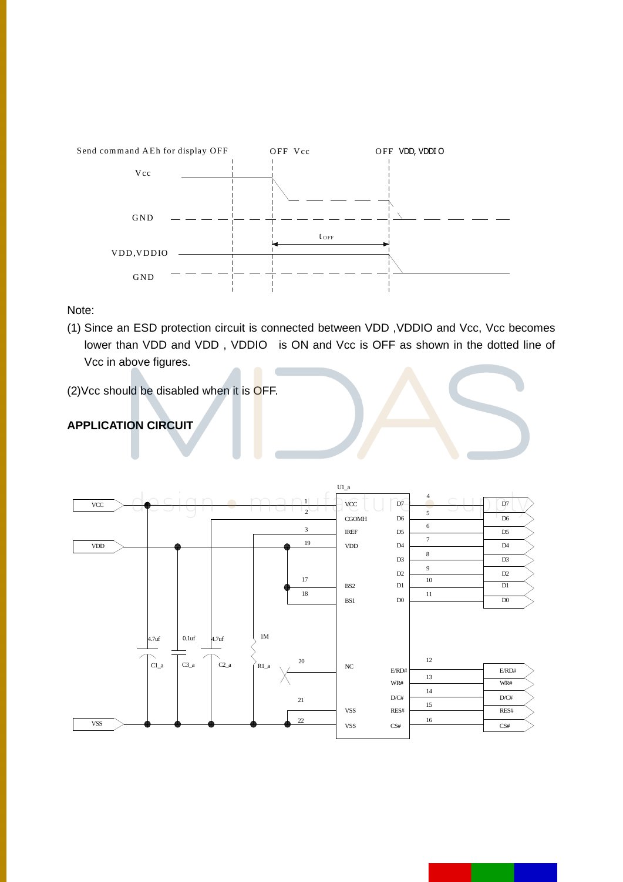Send command AEh for display OFF　　OFF Vcc　　OFF VDD, VDDIO

Vcc

GND

$t_{OFF}$

VDD,VDDIO

GND

Note:

(1) Since an ESD protection circuit is connected between VDD ,VDDIO and Vcc, Vcc becomes lower than VDD and VDD , VDDIO is ON and Vcc is OFF as shown in the dotted line of Vcc in above figures.

(2)Vcc should be disabled when it is OFF.

**APPLICATION CIRCUIT**

U1_a

| Pin | Name | Name | Pin |
|---|---|---|---|
| 1 | VCC | D7 | 4 |
| 2 | CGOMH | D6 | 5 |
| 3 | IREF | D5 | 6 |
| 19 | VDD | D4 | 7 |
| | | D3 | 8 |
| | | D2 | 9 |
| 17 | BS2 | D1 | 10 |
| 18 | BS1 | D0 | 11 |
| 20 | NC | E/RD# | 12 |
| | | WR# | 13 |
| 21 | VSS | D/C# | 14 |
| 22 | VSS | RES# | 15 |
| | | CS# | 16 |

VCC, VDD, VSS

C1_a 4.7uf, C3_a 0.1uf, C2_a 4.7uf, R1_a 1M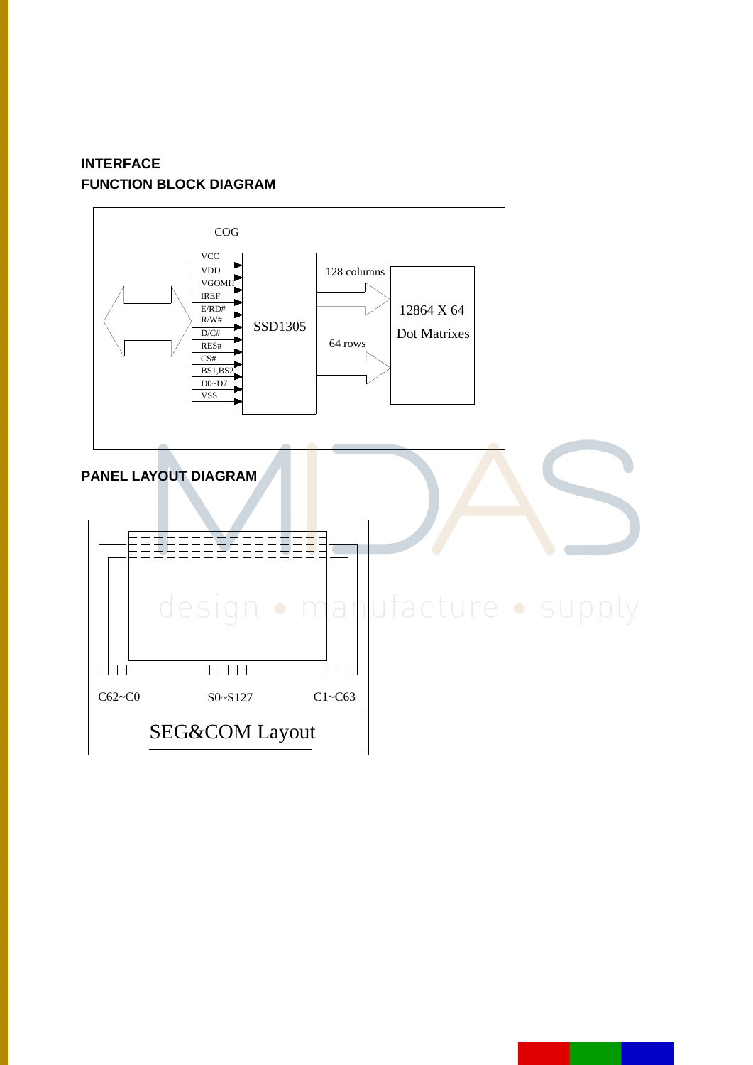## INTERFACE

## FUNCTION BLOCK DIAGRAM

COG

VCC
VDD
VGOMH
IREF
E/RD#
R/W#
D/C#
RES#
CS#
BS1,BS2
D0~D7
VSS

SSD1305

128 columns

64 rows

12864 X 64

Dot Matrixes

## PANEL LAYOUT DIAGRAM

C62~C0

S0~S127

C1~C63

SEG&COM Layout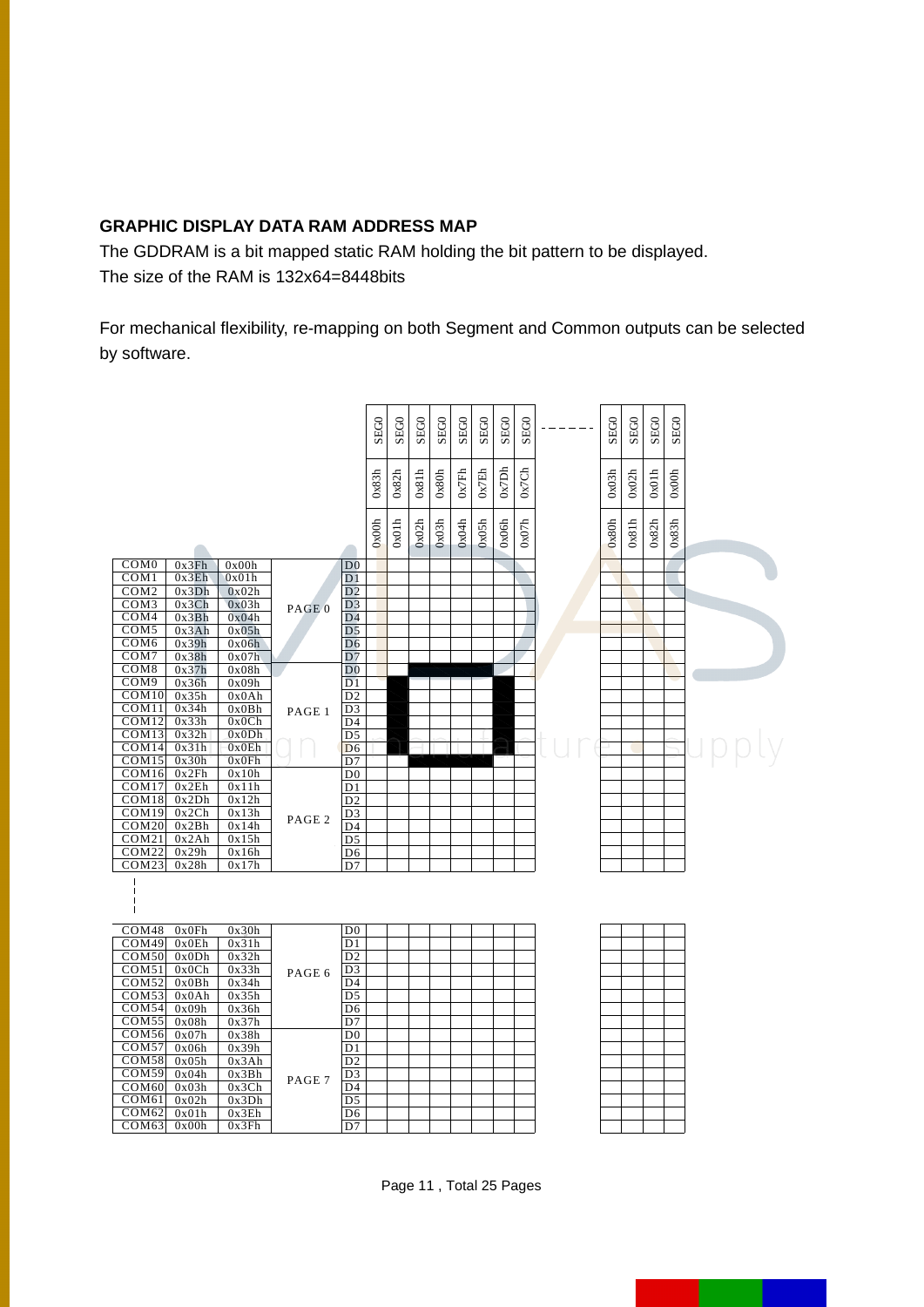## GRAPHIC DISPLAY DATA RAM ADDRESS MAP

The GDDRAM is a bit mapped static RAM holding the bit pattern to be displayed.
The size of the RAM is 132x64=8448bits

For mechanical flexibility, re-mapping on both Segment and Common outputs can be selected by software.

| | | | | | SEG0 | SEG0 | SEG0 | SEG0 | SEG0 | SEG0 | SEG0 | SEG0 | ------ | SEG0 | SEG0 | SEG0 | SEG0 |
|---|---|---|---|---|---|---|---|---|---|---|---|---|---|---|---|---|---|
| | | | | | 0x83h | 0x82h | 0x81h | 0x80h | 0x7Fh | 0x7Eh | 0x7Dh | 0x7Ch | | 0x03h | 0x02h | 0x01h | 0x00h |
| | | | | | 0x00h | 0x01h | 0x02h | 0x03h | 0x04h | 0x05h | 0x06h | 0x07h | | 0x80h | 0x81h | 0x82h | 0x83h |
| COM0 | 0x3Fh | 0x00h | PAGE 0 | D0 | | | | | | | | | | | | | |
| COM1 | 0x3Eh | 0x01h | | D1 | | | | | | | | | | | | | |
| COM2 | 0x3Dh | 0x02h | | D2 | | | | | | | | | | | | | |
| COM3 | 0x3Ch | 0x03h | | D3 | | | | | | | | | | | | | |
| COM4 | 0x3Bh | 0x04h | | D4 | | | | | | | | | | | | | |
| COM5 | 0x3Ah | 0x05h | | D5 | | | | | | | | | | | | | |
| COM6 | 0x39h | 0x06h | | D6 | | | | | | | | | | | | | |
| COM7 | 0x38h | 0x07h | | D7 | | | | | | | | | | | | | |
| COM8 | 0x37h | 0x08h | PAGE 1 | D0 | | | | | | | | | | | | | |
| COM9 | 0x36h | 0x09h | | D1 | | | | | | | | | | | | | |
| COM10 | 0x35h | 0x0Ah | | D2 | | | | | | | | | | | | | |
| COM11 | 0x34h | 0x0Bh | | D3 | | | | | | | | | | | | | |
| COM12 | 0x33h | 0x0Ch | | D4 | | | | | | | | | | | | | |
| COM13 | 0x32h | 0x0Dh | | D5 | | | | | | | | | | | | | |
| COM14 | 0x31h | 0x0Eh | | D6 | | | | | | | | | | | | | |
| COM15 | 0x30h | 0x0Fh | | D7 | | | | | | | | | | | | | |
| COM16 | 0x2Fh | 0x10h | PAGE 2 | D0 | | | | | | | | | | | | | |
| COM17 | 0x2Eh | 0x11h | | D1 | | | | | | | | | | | | | |
| COM18 | 0x2Dh | 0x12h | | D2 | | | | | | | | | | | | | |
| COM19 | 0x2Ch | 0x13h | | D3 | | | | | | | | | | | | | |
| COM20 | 0x2Bh | 0x14h | | D4 | | | | | | | | | | | | | |
| COM21 | 0x2Ah | 0x15h | | D5 | | | | | | | | | | | | | |
| COM22 | 0x29h | 0x16h | | D6 | | | | | | | | | | | | | |
| COM23 | 0x28h | 0x17h | | D7 | | | | | | | | | | | | | |
| ¦ | | | | | | | | | | | | | | | | | |
| COM48 | 0x0Fh | 0x30h | PAGE 6 | D0 | | | | | | | | | | | | | |
| COM49 | 0x0Eh | 0x31h | | D1 | | | | | | | | | | | | | |
| COM50 | 0x0Dh | 0x32h | | D2 | | | | | | | | | | | | | |
| COM51 | 0x0Ch | 0x33h | | D3 | | | | | | | | | | | | | |
| COM52 | 0x0Bh | 0x34h | | D4 | | | | | | | | | | | | | |
| COM53 | 0x0Ah | 0x35h | | D5 | | | | | | | | | | | | | |
| COM54 | 0x09h | 0x36h | | D6 | | | | | | | | | | | | | |
| COM55 | 0x08h | 0x37h | | D7 | | | | | | | | | | | | | |
| COM56 | 0x07h | 0x38h | PAGE 7 | D0 | | | | | | | | | | | | | |
| COM57 | 0x06h | 0x39h | | D1 | | | | | | | | | | | | | |
| COM58 | 0x05h | 0x3Ah | | D2 | | | | | | | | | | | | | |
| COM59 | 0x04h | 0x3Bh | | D3 | | | | | | | | | | | | | |
| COM60 | 0x03h | 0x3Ch | | D4 | | | | | | | | | | | | | |
| COM61 | 0x02h | 0x3Dh | | D5 | | | | | | | | | | | | | |
| COM62 | 0x01h | 0x3Eh | | D6 | | | | | | | | | | | | | |
| COM63 | 0x00h | 0x3Fh | | D7 | | | | | | | | | | | | | |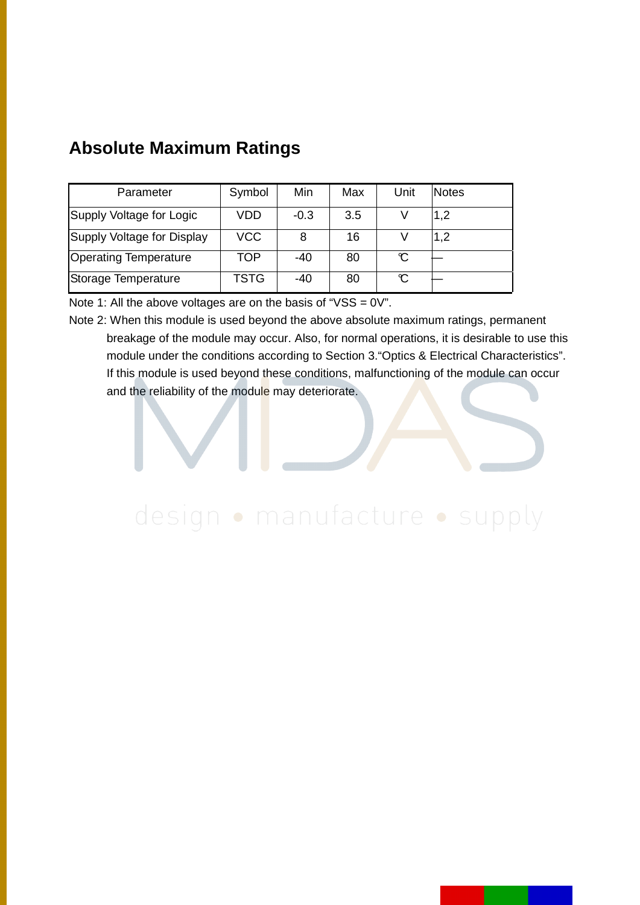## Absolute Maximum Ratings

| Parameter | Symbol | Min | Max | Unit | Notes |
| --- | --- | --- | --- | --- | --- |
| Supply Voltage for Logic | VDD | -0.3 | 3.5 | V | 1,2 |
| Supply Voltage for Display | VCC | 8 | 16 | V | 1,2 |
| Operating Temperature | TOP | -40 | 80 | ℃ | — |
| Storage Temperature | TSTG | -40 | 80 | ℃ | — |

Note 1: All the above voltages are on the basis of “VSS = 0V”.

Note 2: When this module is used beyond the above absolute maximum ratings, permanent breakage of the module may occur. Also, for normal operations, it is desirable to use this module under the conditions according to Section 3.“Optics & Electrical Characteristics”. If this module is used beyond these conditions, malfunctioning of the module can occur and the reliability of the module may deteriorate.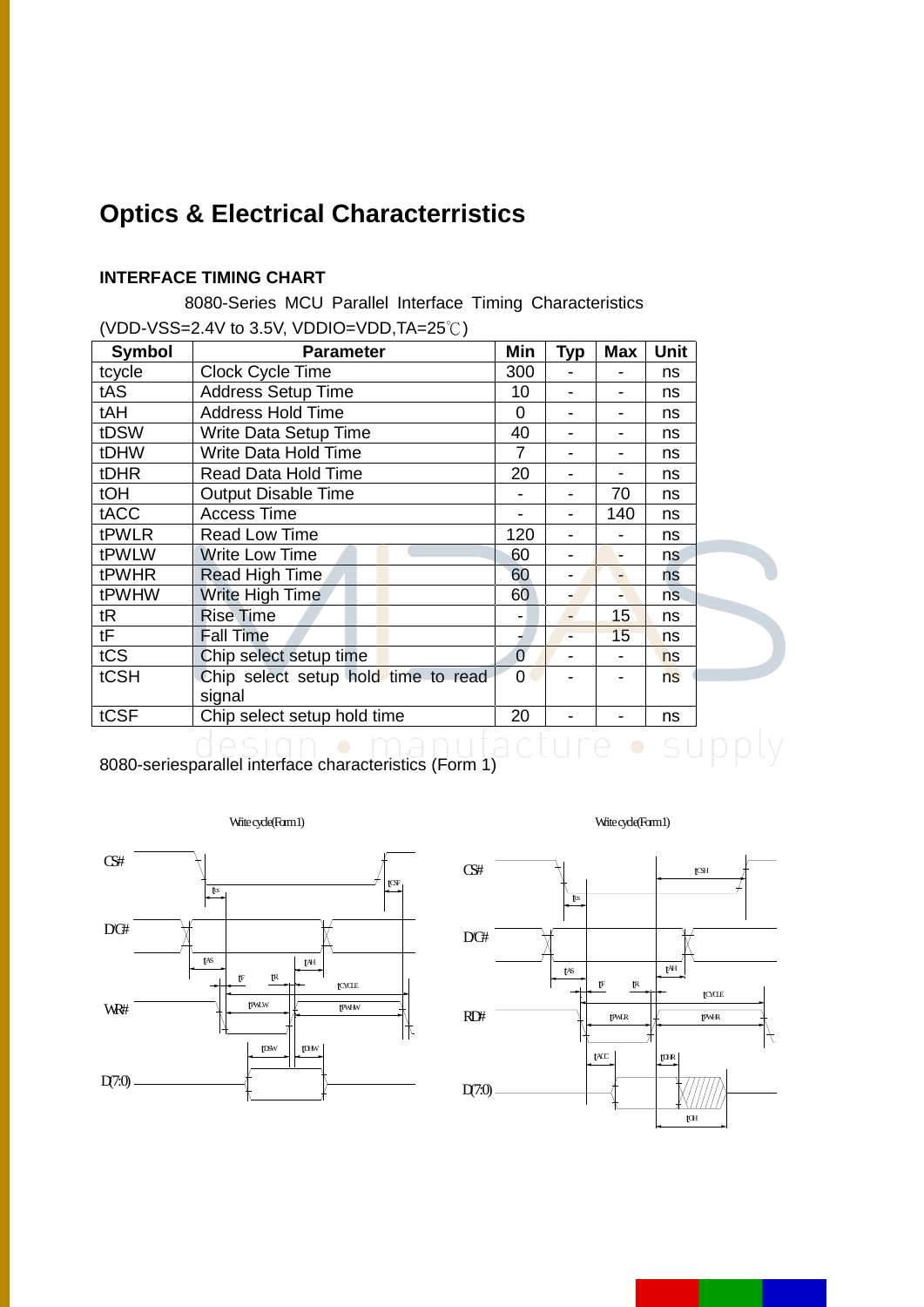# Optics & Electrical Characterristics

### INTERFACE TIMING CHART

8080-Series MCU Parallel Interface Timing Characteristics

(VDD-VSS=2.4V to 3.5V, VDDIO=VDD,TA=25℃)

| Symbol | Parameter | Min | Typ | Max | Unit |
|---|---|---|---|---|---|
| tcycle | Clock Cycle Time | 300 | - | - | ns |
| tAS | Address Setup Time | 10 | - | - | ns |
| tAH | Address Hold Time | 0 | - | - | ns |
| tDSW | Write Data Setup Time | 40 | - | - | ns |
| tDHW | Write Data Hold Time | 7 | - | - | ns |
| tDHR | Read Data Hold Time | 20 | - | - | ns |
| tOH | Output Disable Time | - | - | 70 | ns |
| tACC | Access Time | - | - | 140 | ns |
| tPWLR | Read Low Time | 120 | - | - | ns |
| tPWLW | Write Low Time | 60 | - | - | ns |
| tPWHR | Read High Time | 60 | - | - | ns |
| tPWHW | Write High Time | 60 | - | - | ns |
| tR | Rise Time | - | - | 15 | ns |
| tF | Fall Time | - | - | 15 | ns |
| tCS | Chip select setup time | 0 | - | - | ns |
| tCSH | Chip select setup hold time to read signal | 0 | - | - | ns |
| tCSF | Chip select setup hold time | 20 | - | - | ns |

8080-seriesparallel interface characteristics (Form 1)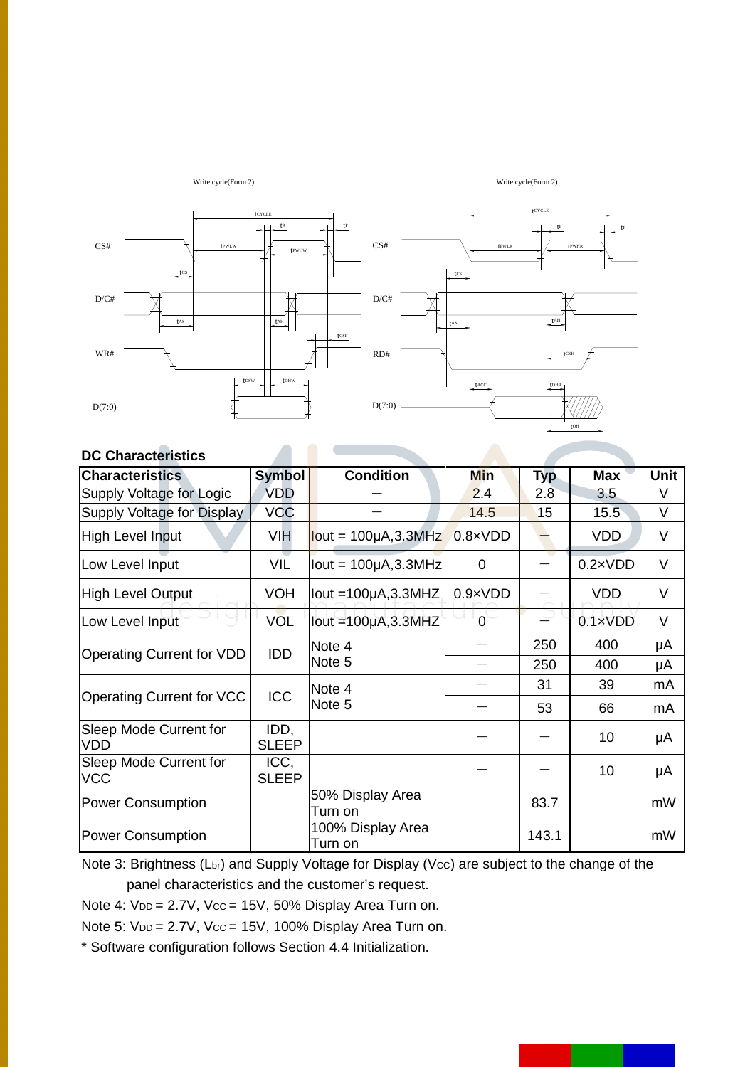Write cycle(Form 2)

Write cycle(Form 2)

## DC Characteristics

| Characteristics | Symbol | Condition | Min | Typ | Max | Unit |
|---|---|---|---|---|---|---|
| Supply Voltage for Logic | VDD | — | 2.4 | 2.8 | 3.5 | V |
| Supply Voltage for Display | VCC | — | 14.5 | 15 | 15.5 | V |
| High Level Input | VIH | Iout = 100μA,3.3MHz | 0.8×VDD | — | VDD | V |
| Low Level Input | VIL | Iout = 100μA,3.3MHz | 0 | — | 0.2×VDD | V |
| High Level Output | VOH | Iout =100μA,3.3MHZ | 0.9×VDD | — | VDD | V |
| Low Level Input | VOL | Iout =100μA,3.3MHZ | 0 | — | 0.1×VDD | V |
| Operating Current for VDD | IDD | Note 4 | — | 250 | 400 | μA |
| | | Note 5 | — | 250 | 400 | μA |
| Operating Current for VCC | ICC | Note 4 | — | 31 | 39 | mA |
| | | Note 5 | — | 53 | 66 | mA |
| Sleep Mode Current for VDD | IDD, SLEEP | | — | — | 10 | μA |
| Sleep Mode Current for VCC | ICC, SLEEP | | — | — | 10 | μA |
| Power Consumption | | 50% Display Area Turn on | | 83.7 | | mW |
| Power Consumption | | 100% Display Area Turn on | | 143.1 | | mW |

Note 3: Brightness ($L_{br}$) and Supply Voltage for Display ($V_{CC}$) are subject to the change of the panel characteristics and the customer's request.

Note 4: $V_{DD}$ = 2.7V, $V_{CC}$ = 15V, 50% Display Area Turn on.

Note 5: $V_{DD}$ = 2.7V, $V_{CC}$ = 15V, 100% Display Area Turn on.

* Software configuration follows Section 4.4 Initialization.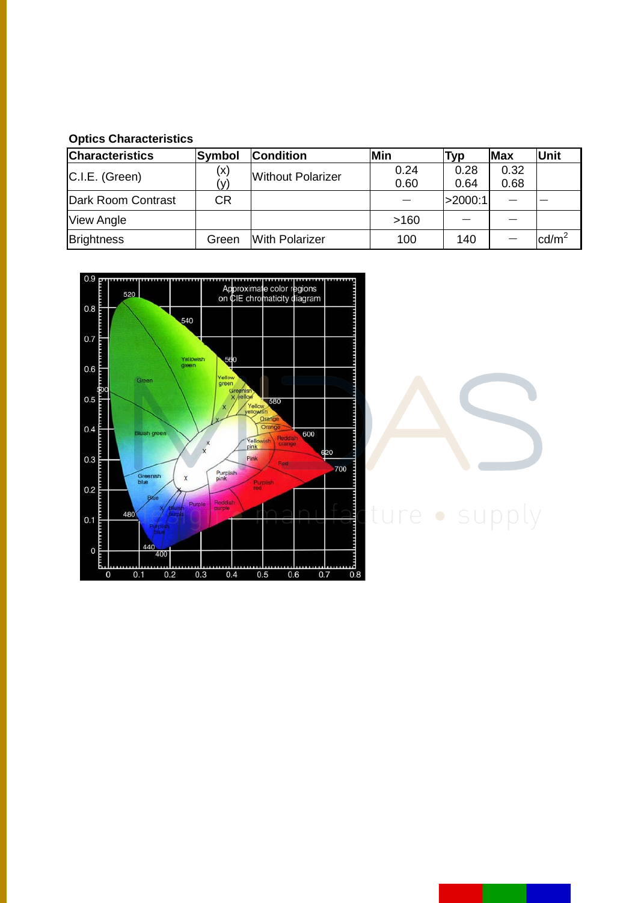**Optics Characteristics**

| Characteristics | Symbol | Condition | Min | Typ | Max | Unit |
|---|---|---|---|---|---|---|
| C.I.E. (Green) | (x)<br>(y) | Without Polarizer | 0.24<br>0.60 | 0.28<br>0.64 | 0.32<br>0.68 | |
| Dark Room Contrast | CR | | — | >2000:1 | — | — |
| View Angle | | | >160 | — | — | |
| Brightness | Green | With Polarizer | 100 | 140 | — | $cd/m^2$ |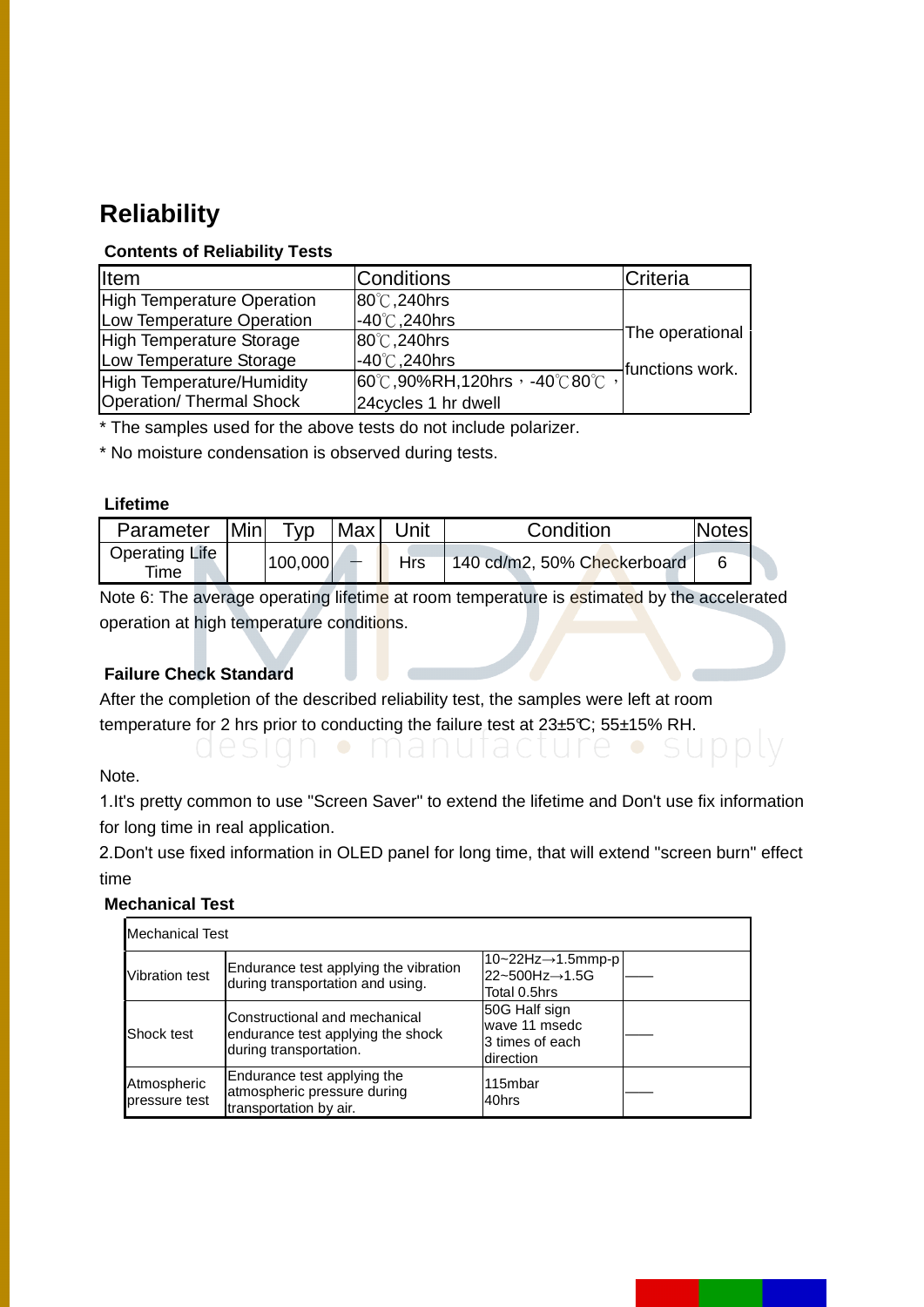# Reliability

### Contents of Reliability Tests

| Item | Conditions | Criteria |
|---|---|---|
| High Temperature Operation | 80℃,240hrs | The operational functions work. |
| Low Temperature Operation | -40℃,240hrs | |
| High Temperature Storage | 80℃,240hrs | |
| Low Temperature Storage | -40℃,240hrs | |
| High Temperature/Humidity Operation/ Thermal Shock | 60℃,90%RH,120hrs，-40℃80℃，24cycles 1 hr dwell | |

* The samples used for the above tests do not include polarizer.

* No moisture condensation is observed during tests.

### Lifetime

| Parameter | Min | Typ | Max | Unit | Condition | Notes |
|---|---|---|---|---|---|---|
| Operating Life Time | | 100,000 | – | Hrs | 140 cd/m2, 50% Checkerboard | 6 |

Note 6: The average operating lifetime at room temperature is estimated by the accelerated operation at high temperature conditions.

### Failure Check Standard

After the completion of the described reliability test, the samples were left at room temperature for 2 hrs prior to conducting the failure test at 23±5℃; 55±15% RH.

Note.

1.It's pretty common to use "Screen Saver" to extend the lifetime and Don't use fix information for long time in real application.

2.Don't use fixed information in OLED panel for long time, that will extend "screen burn" effect time

### Mechanical Test

| Mechanical Test | | | |
|---|---|---|---|
| Vibration test | Endurance test applying the vibration during transportation and using. | 10~22Hz→1.5mmp-p 22~500Hz→1.5G Total 0.5hrs | —— |
| Shock test | Constructional and mechanical endurance test applying the shock during transportation. | 50G Half sign wave 11 msedc 3 times of each direction | —— |
| Atmospheric pressure test | Endurance test applying the atmospheric pressure during transportation by air. | 115mbar 40hrs | —— |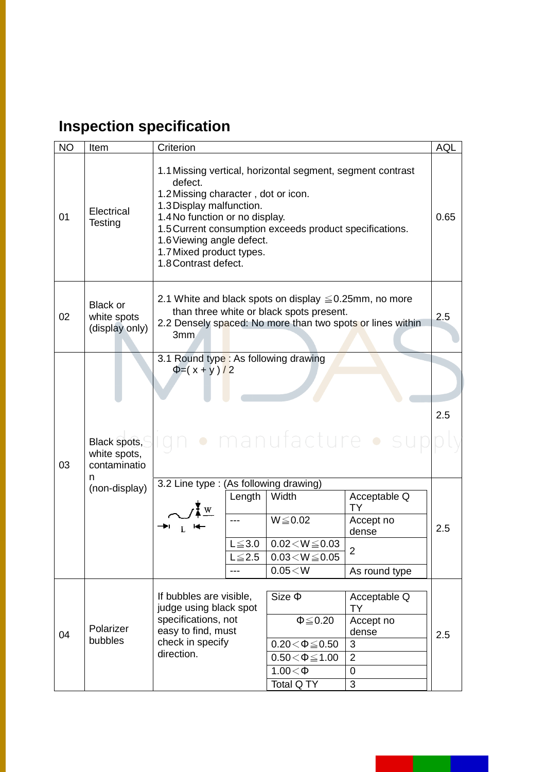## Inspection specification

| NO | Item | Criterion | AQL |
|---|---|---|---|
| 01 | Electrical Testing | 1.1 Missing vertical, horizontal segment, segment contrast defect.<br>1.2 Missing character , dot or icon.<br>1.3 Display malfunction.<br>1.4 No function or no display.<br>1.5 Current consumption exceeds product specifications.<br>1.6 Viewing angle defect.<br>1.7 Mixed product types.<br>1.8 Contrast defect. | 0.65 |
| 02 | Black or white spots (display only) | 2.1 White and black spots on display ≦0.25mm, no more than three white or black spots present.<br>2.2 Densely spaced: No more than two spots or lines within 3mm | 2.5 |
| 03 | Black spots, white spots, contamination (non-display) | 3.1 Round type : As following drawing<br>Φ=( x + y ) / 2 | 2.5 |
| | | 3.2 Line type : (As following drawing)<br><br>Length / Width / Acceptable Q TY:<br>--- / W≦0.02 / Accept no dense<br>L≦3.0 / 0.02＜W≦0.03 / 2<br>L≦2.5 / 0.03＜W≦0.05 / 2<br>--- / 0.05＜W / As round type | 2.5 |
| 04 | Polarizer bubbles | If bubbles are visible, judge using black spot specifications, not easy to find, must check in specify direction.<br><br>Size Φ / Acceptable Q TY:<br>Φ≦0.20 / Accept no dense<br>0.20＜Φ≦0.50 / 3<br>0.50＜Φ≦1.00 / 2<br>1.00＜Φ / 0<br>Total Q TY / 3 | 2.5 |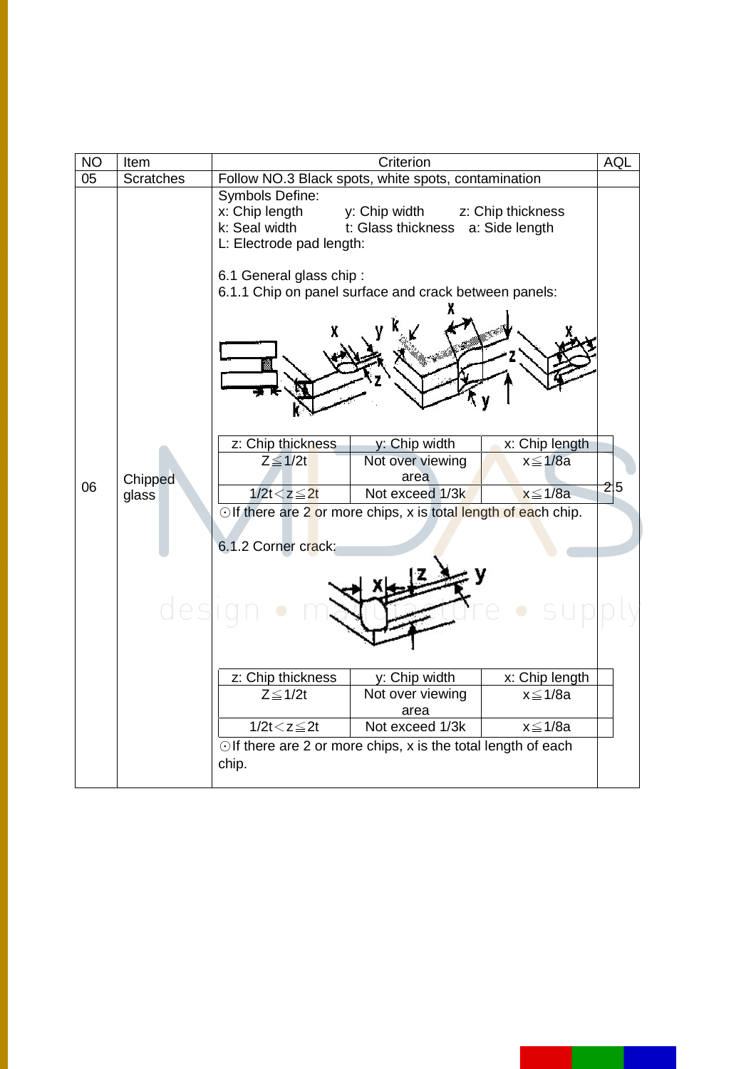| NO | Item | Criterion | AQL |
|---|---|---|---|
| 05 | Scratches | Follow NO.3 Black spots, white spots, contamination | |
| 06 | Chipped glass | Symbols Define:<br>x: Chip length y: Chip width z: Chip thickness<br>k: Seal width t: Glass thickness a: Side length<br>L: Electrode pad length:<br><br>6.1 General glass chip :<br>6.1.1 Chip on panel surface and crack between panels: | 2.5 |

| z: Chip thickness | y: Chip width | x: Chip length |
|---|---|---|
| Z≦1/2t | Not over viewing area | x≦1/8a |
| 1/2t<z≦2t | Not exceed 1/3k | x≦1/8a |

⊙If there are 2 or more chips, x is total length of each chip.

6.1.2 Corner crack:

| z: Chip thickness | y: Chip width | x: Chip length |
|---|---|---|
| Z≦1/2t | Not over viewing area | x≦1/8a |
| 1/2t<z≦2t | Not exceed 1/3k | x≦1/8a |

⊙If there are 2 or more chips, x is the total length of each chip.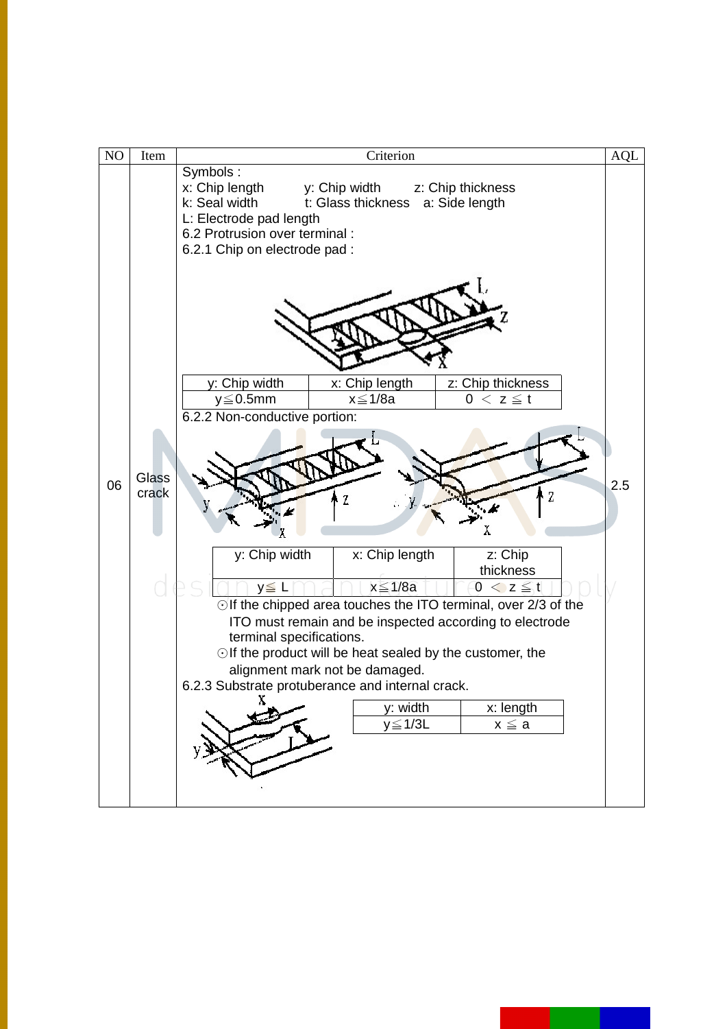| NO | Item | Criterion | AQL |
|---|---|---|---|
| 06 | Glass crack | Symbols :<br>x: Chip length   y: Chip width   z: Chip thickness<br>k: Seal width   t: Glass thickness   a: Side length<br>L: Electrode pad length<br>6.2 Protrusion over terminal :<br>6.2.1 Chip on electrode pad :<br><br>y: Chip width / x: Chip length / z: Chip thickness<br>y≦0.5mm / x≦1/8a / 0 < z ≦ t<br><br>6.2.2 Non-conductive portion:<br><br>y: Chip width / x: Chip length / z: Chip thickness<br>y≦ L / x≦1/8a / 0 < z ≦ t<br><br>⊙If the chipped area touches the ITO terminal, over 2/3 of the ITO must remain and be inspected according to electrode terminal specifications.<br>⊙If the product will be heat sealed by the customer, the alignment mark not be damaged.<br><br>6.2.3 Substrate protuberance and internal crack.<br><br>y: width / x: length<br>y≦1/3L / x ≦ a | 2.5 |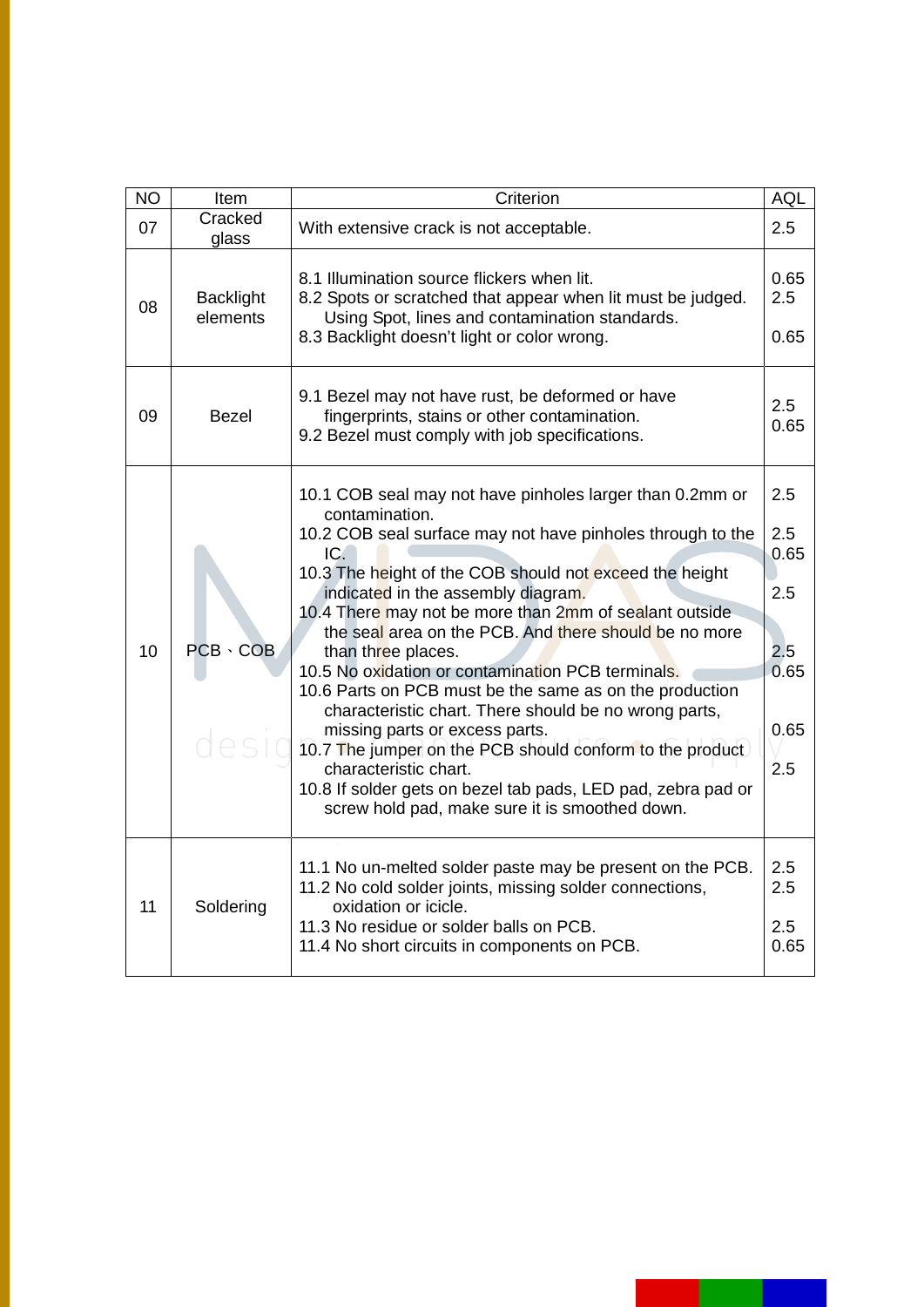| NO | Item | Criterion | AQL |
|---|---|---|---|
| 07 | Cracked glass | With extensive crack is not acceptable. | 2.5 |
| 08 | Backlight elements | 8.1 Illumination source flickers when lit.<br>8.2 Spots or scratched that appear when lit must be judged. Using Spot, lines and contamination standards.<br>8.3 Backlight doesn't light or color wrong. | 0.65<br>2.5<br><br>0.65 |
| 09 | Bezel | 9.1 Bezel may not have rust, be deformed or have fingerprints, stains or other contamination.<br>9.2 Bezel must comply with job specifications. | 2.5<br>0.65 |
| 10 | PCB、COB | 10.1 COB seal may not have pinholes larger than 0.2mm or contamination.<br>10.2 COB seal surface may not have pinholes through to the IC.<br>10.3 The height of the COB should not exceed the height indicated in the assembly diagram.<br>10.4 There may not be more than 2mm of sealant outside the seal area on the PCB. And there should be no more than three places.<br>10.5 No oxidation or contamination PCB terminals.<br>10.6 Parts on PCB must be the same as on the production characteristic chart. There should be no wrong parts, missing parts or excess parts.<br>10.7 The jumper on the PCB should conform to the product characteristic chart.<br>10.8 If solder gets on bezel tab pads, LED pad, zebra pad or screw hold pad, make sure it is smoothed down. | 2.5<br><br>2.5<br>0.65<br><br>2.5<br><br>2.5<br>0.65<br><br>0.65<br><br>2.5 |
| 11 | Soldering | 11.1 No un-melted solder paste may be present on the PCB.<br>11.2 No cold solder joints, missing solder connections, oxidation or icicle.<br>11.3 No residue or solder balls on PCB.<br>11.4 No short circuits in components on PCB. | 2.5<br>2.5<br><br>2.5<br>0.65 |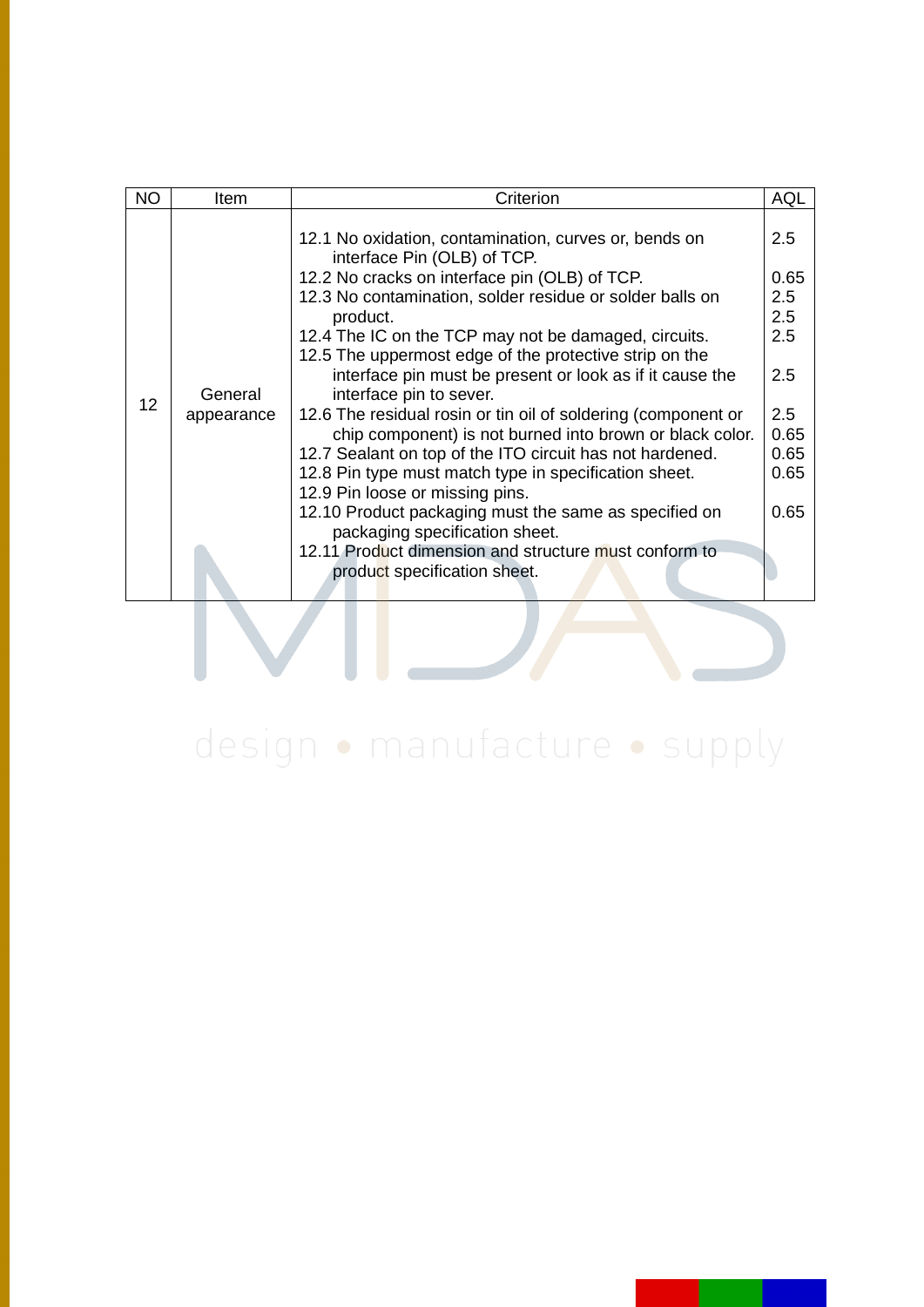| NO | Item | Criterion | AQL |
|---|---|---|---|
| 12 | General appearance | 12.1 No oxidation, contamination, curves or, bends on interface Pin (OLB) of TCP.<br>12.2 No cracks on interface pin (OLB) of TCP.<br>12.3 No contamination, solder residue or solder balls on product.<br>12.4 The IC on the TCP may not be damaged, circuits.<br>12.5 The uppermost edge of the protective strip on the interface pin must be present or look as if it cause the interface pin to sever.<br>12.6 The residual rosin or tin oil of soldering (component or chip component) is not burned into brown or black color.<br>12.7 Sealant on top of the ITO circuit has not hardened.<br>12.8 Pin type must match type in specification sheet.<br>12.9 Pin loose or missing pins.<br>12.10 Product packaging must the same as specified on packaging specification sheet.<br>12.11 Product dimension and structure must conform to product specification sheet. | 2.5<br>0.65<br>2.5<br>2.5<br>2.5<br>2.5<br>2.5<br>0.65<br>0.65<br>0.65<br>0.65 |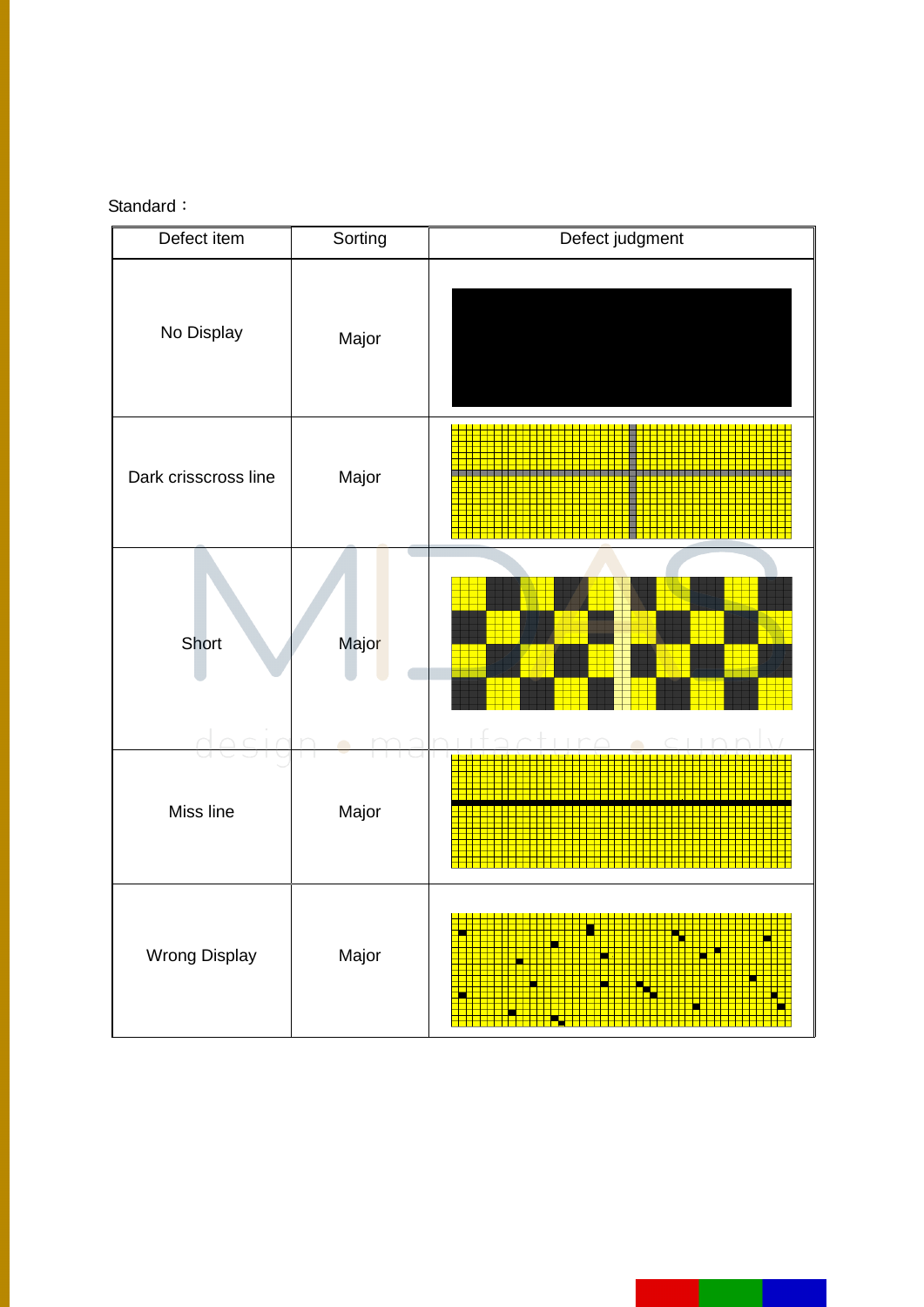Standard：

| Defect item | Sorting | Defect judgment |
| --- | --- | --- |
| No Display | Major | |
| Dark crisscross line | Major | |
| Short | Major | |
| Miss line | Major | |
| Wrong Display | Major | |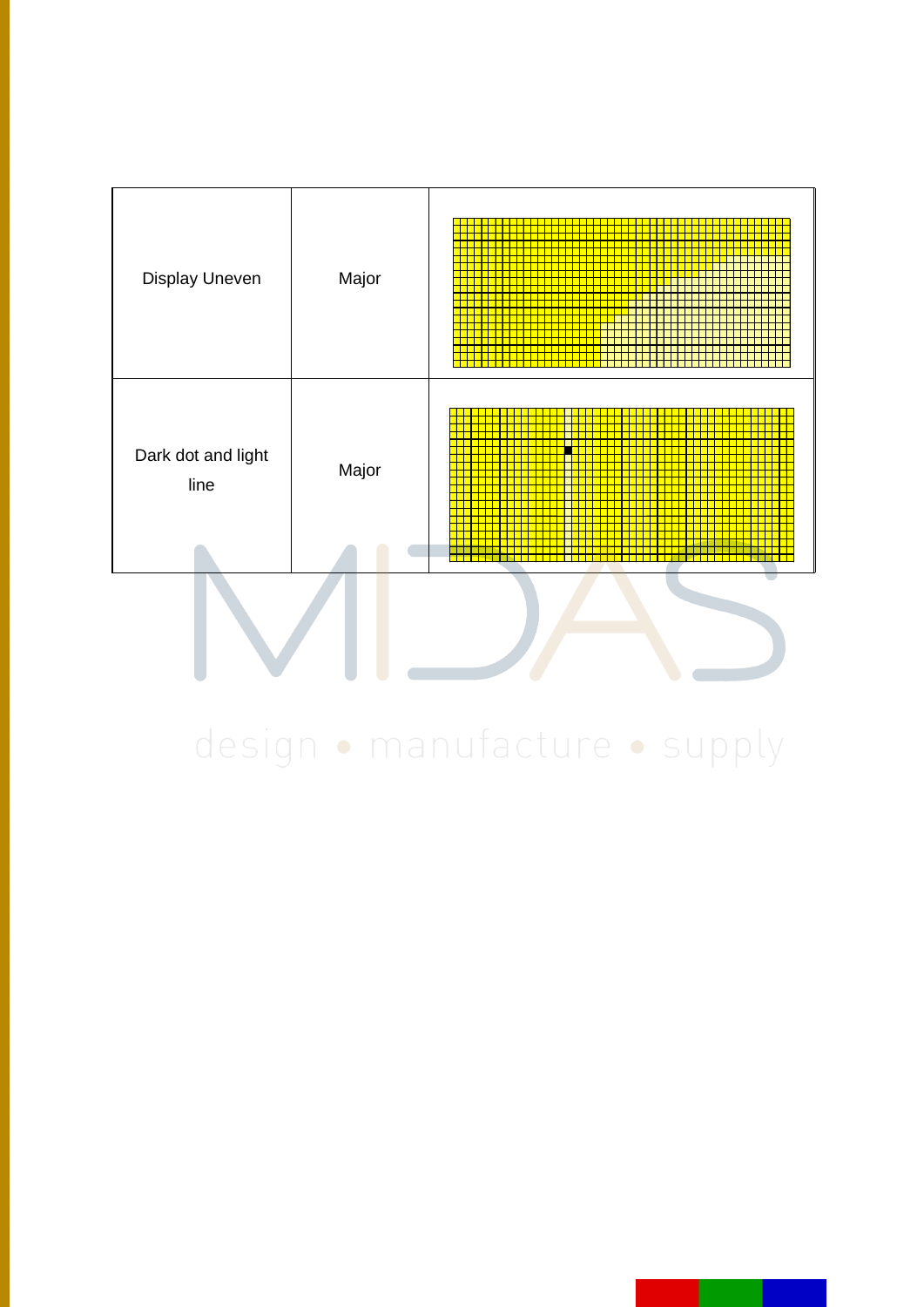| | | |
|---|---|---|
| Display Uneven | Major | |
| Dark dot and light line | Major | |